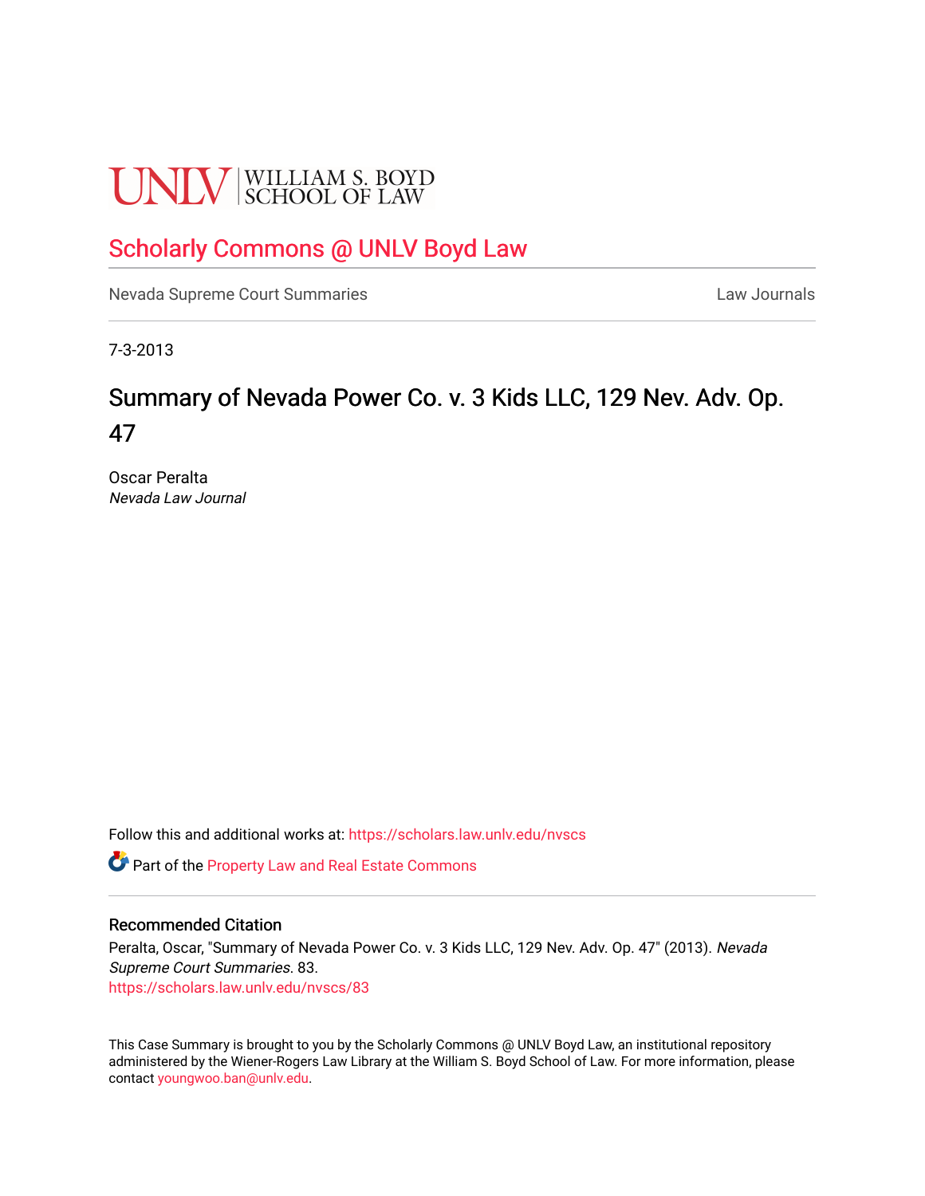UNLV | WILLIAM S. BOYD SCHOOL OF LAW

# Scholarly Commons @ UNLV Boyd Law

Nevada Supreme Court Summaries | Law Journals

7-3-2013

# Summary of Nevada Power Co. v. 3 Kids LLC, 129 Nev. Adv. Op. 47

Oscar Peralta
*Nevada Law Journal*

Follow this and additional works at: https://scholars.law.unlv.edu/nvscs

Part of the Property Law and Real Estate Commons

## Recommended Citation

Peralta, Oscar, "Summary of Nevada Power Co. v. 3 Kids LLC, 129 Nev. Adv. Op. 47" (2013). *Nevada Supreme Court Summaries*. 83.
https://scholars.law.unlv.edu/nvscs/83

This Case Summary is brought to you by the Scholarly Commons @ UNLV Boyd Law, an institutional repository administered by the Wiener-Rogers Law Library at the William S. Boyd School of Law. For more information, please contact youngwoo.ban@unlv.edu.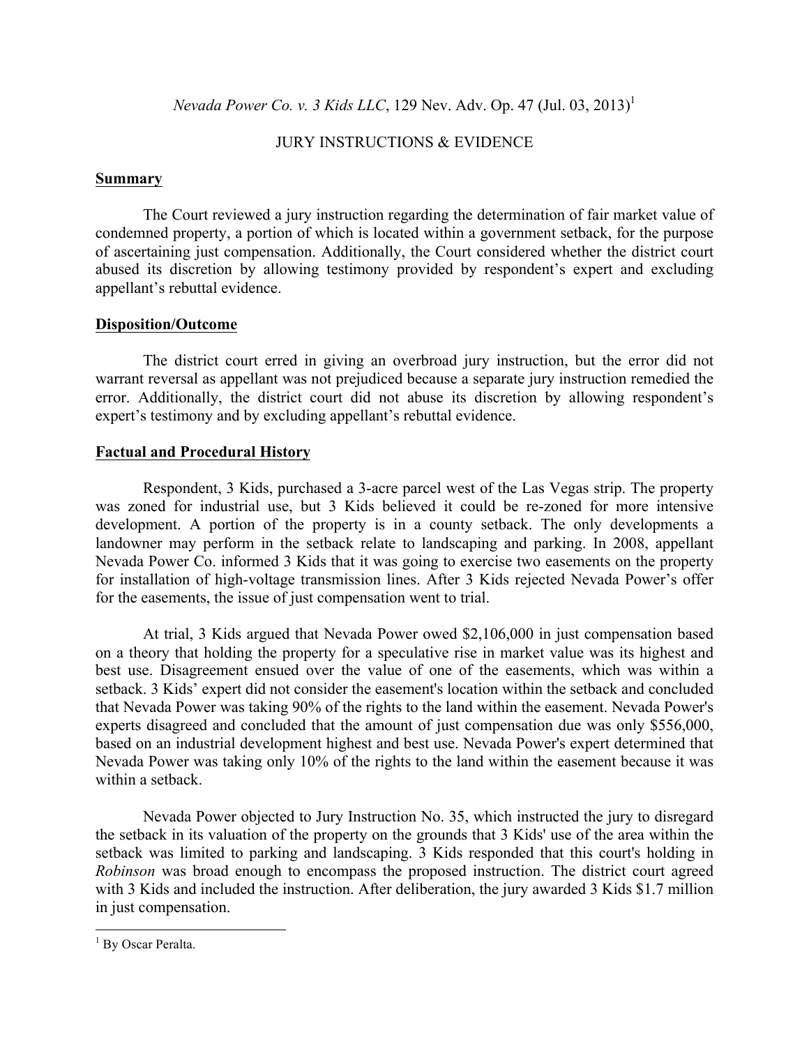*Nevada Power Co. v. 3 Kids LLC*, 129 Nev. Adv. Op. 47 (Jul. 03, 2013)[1]

JURY INSTRUCTIONS & EVIDENCE

**Summary**

The Court reviewed a jury instruction regarding the determination of fair market value of condemned property, a portion of which is located within a government setback, for the purpose of ascertaining just compensation. Additionally, the Court considered whether the district court abused its discretion by allowing testimony provided by respondent's expert and excluding appellant's rebuttal evidence.

**Disposition/Outcome**

The district court erred in giving an overbroad jury instruction, but the error did not warrant reversal as appellant was not prejudiced because a separate jury instruction remedied the error. Additionally, the district court did not abuse its discretion by allowing respondent's expert's testimony and by excluding appellant's rebuttal evidence.

**Factual and Procedural History**

Respondent, 3 Kids, purchased a 3-acre parcel west of the Las Vegas strip. The property was zoned for industrial use, but 3 Kids believed it could be re-zoned for more intensive development. A portion of the property is in a county setback. The only developments a landowner may perform in the setback relate to landscaping and parking. In 2008, appellant Nevada Power Co. informed 3 Kids that it was going to exercise two easements on the property for installation of high-voltage transmission lines. After 3 Kids rejected Nevada Power's offer for the easements, the issue of just compensation went to trial.

At trial, 3 Kids argued that Nevada Power owed $2,106,000 in just compensation based on a theory that holding the property for a speculative rise in market value was its highest and best use. Disagreement ensued over the value of one of the easements, which was within a setback. 3 Kids' expert did not consider the easement's location within the setback and concluded that Nevada Power was taking 90% of the rights to the land within the easement. Nevada Power's experts disagreed and concluded that the amount of just compensation due was only $556,000, based on an industrial development highest and best use. Nevada Power's expert determined that Nevada Power was taking only 10% of the rights to the land within the easement because it was within a setback.

Nevada Power objected to Jury Instruction No. 35, which instructed the jury to disregard the setback in its valuation of the property on the grounds that 3 Kids' use of the area within the setback was limited to parking and landscaping. 3 Kids responded that this court's holding in *Robinson* was broad enough to encompass the proposed instruction. The district court agreed with 3 Kids and included the instruction. After deliberation, the jury awarded 3 Kids $1.7 million in just compensation.

[1] By Oscar Peralta.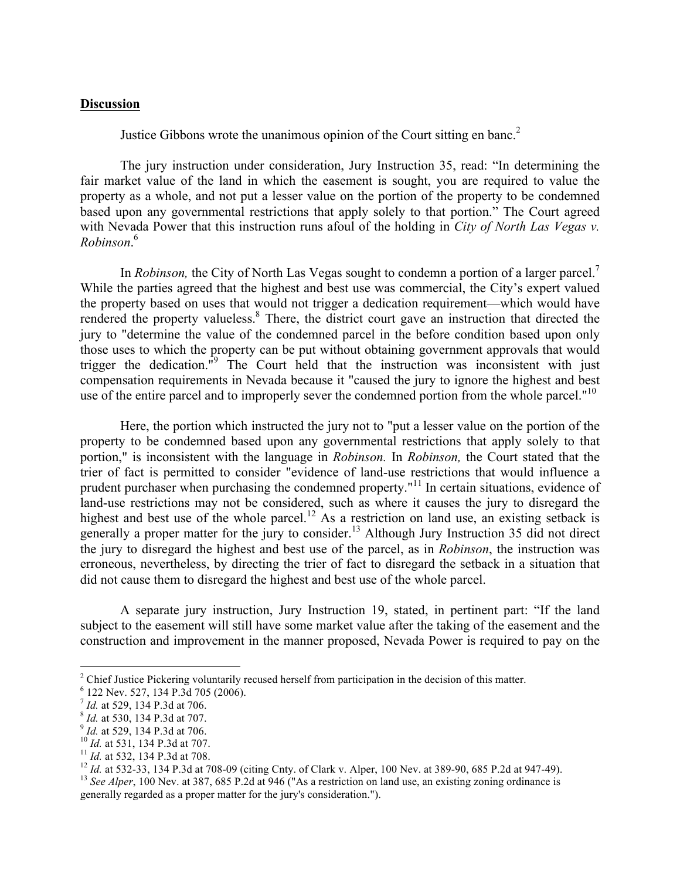## Discussion

Justice Gibbons wrote the unanimous opinion of the Court sitting en banc.[2]

The jury instruction under consideration, Jury Instruction 35, read: "In determining the fair market value of the land in which the easement is sought, you are required to value the property as a whole, and not put a lesser value on the portion of the property to be condemned based upon any governmental restrictions that apply solely to that portion." The Court agreed with Nevada Power that this instruction runs afoul of the holding in *City of North Las Vegas v. Robinson*.[6]

In *Robinson,* the City of North Las Vegas sought to condemn a portion of a larger parcel.[7] While the parties agreed that the highest and best use was commercial, the City's expert valued the property based on uses that would not trigger a dedication requirement—which would have rendered the property valueless.[8] There, the district court gave an instruction that directed the jury to "determine the value of the condemned parcel in the before condition based upon only those uses to which the property can be put without obtaining government approvals that would trigger the dedication."[9] The Court held that the instruction was inconsistent with just compensation requirements in Nevada because it "caused the jury to ignore the highest and best use of the entire parcel and to improperly sever the condemned portion from the whole parcel."[10]

Here, the portion which instructed the jury not to "put a lesser value on the portion of the property to be condemned based upon any governmental restrictions that apply solely to that portion," is inconsistent with the language in *Robinson.* In *Robinson,* the Court stated that the trier of fact is permitted to consider "evidence of land-use restrictions that would influence a prudent purchaser when purchasing the condemned property."[11] In certain situations, evidence of land-use restrictions may not be considered, such as where it causes the jury to disregard the highest and best use of the whole parcel.[12] As a restriction on land use, an existing setback is generally a proper matter for the jury to consider.[13] Although Jury Instruction 35 did not direct the jury to disregard the highest and best use of the parcel, as in *Robinson*, the instruction was erroneous, nevertheless, by directing the trier of fact to disregard the setback in a situation that did not cause them to disregard the highest and best use of the whole parcel.

A separate jury instruction, Jury Instruction 19, stated, in pertinent part: "If the land subject to the easement will still have some market value after the taking of the easement and the construction and improvement in the manner proposed, Nevada Power is required to pay on the

---

[2] Chief Justice Pickering voluntarily recused herself from participation in the decision of this matter.

[6] 122 Nev. 527, 134 P.3d 705 (2006).

[7] *Id.* at 529, 134 P.3d at 706.

[8] *Id.* at 530, 134 P.3d at 707.

[9] *Id.* at 529, 134 P.3d at 706.

[10] *Id.* at 531, 134 P.3d at 707.

[11] *Id.* at 532, 134 P.3d at 708.

[12] *Id.* at 532-33, 134 P.3d at 708-09 (citing Cnty. of Clark v. Alper, 100 Nev. at 389-90, 685 P.2d at 947-49).

[13] *See Alper*, 100 Nev. at 387, 685 P.2d at 946 ("As a restriction on land use, an existing zoning ordinance is generally regarded as a proper matter for the jury's consideration.").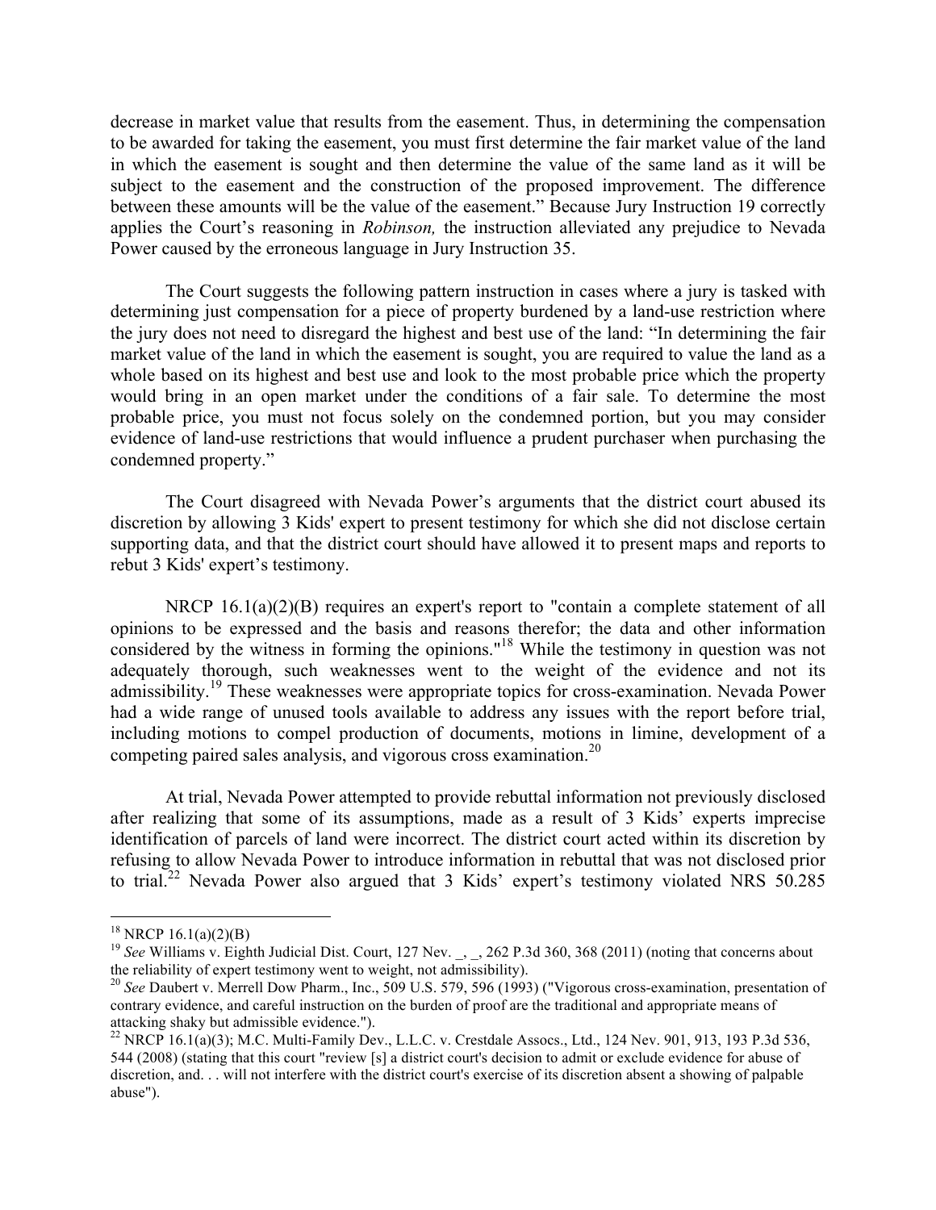decrease in market value that results from the easement. Thus, in determining the compensation to be awarded for taking the easement, you must first determine the fair market value of the land in which the easement is sought and then determine the value of the same land as it will be subject to the easement and the construction of the proposed improvement. The difference between these amounts will be the value of the easement." Because Jury Instruction 19 correctly applies the Court's reasoning in *Robinson,* the instruction alleviated any prejudice to Nevada Power caused by the erroneous language in Jury Instruction 35.

The Court suggests the following pattern instruction in cases where a jury is tasked with determining just compensation for a piece of property burdened by a land-use restriction where the jury does not need to disregard the highest and best use of the land: "In determining the fair market value of the land in which the easement is sought, you are required to value the land as a whole based on its highest and best use and look to the most probable price which the property would bring in an open market under the conditions of a fair sale. To determine the most probable price, you must not focus solely on the condemned portion, but you may consider evidence of land-use restrictions that would influence a prudent purchaser when purchasing the condemned property."

The Court disagreed with Nevada Power's arguments that the district court abused its discretion by allowing 3 Kids' expert to present testimony for which she did not disclose certain supporting data, and that the district court should have allowed it to present maps and reports to rebut 3 Kids' expert's testimony.

NRCP 16.1(a)(2)(B) requires an expert's report to "contain a complete statement of all opinions to be expressed and the basis and reasons therefor; the data and other information considered by the witness in forming the opinions."[18] While the testimony in question was not adequately thorough, such weaknesses went to the weight of the evidence and not its admissibility.[19] These weaknesses were appropriate topics for cross-examination. Nevada Power had a wide range of unused tools available to address any issues with the report before trial, including motions to compel production of documents, motions in limine, development of a competing paired sales analysis, and vigorous cross examination.[20]

At trial, Nevada Power attempted to provide rebuttal information not previously disclosed after realizing that some of its assumptions, made as a result of 3 Kids' experts imprecise identification of parcels of land were incorrect. The district court acted within its discretion by refusing to allow Nevada Power to introduce information in rebuttal that was not disclosed prior to trial.[22] Nevada Power also argued that 3 Kids' expert's testimony violated NRS 50.285

---

[18] NRCP 16.1(a)(2)(B)

[19] *See* Williams v. Eighth Judicial Dist. Court, 127 Nev. _, _, 262 P.3d 360, 368 (2011) (noting that concerns about the reliability of expert testimony went to weight, not admissibility).

[20] *See* Daubert v. Merrell Dow Pharm., Inc., 509 U.S. 579, 596 (1993) ("Vigorous cross-examination, presentation of contrary evidence, and careful instruction on the burden of proof are the traditional and appropriate means of attacking shaky but admissible evidence.").

[22] NRCP 16.1(a)(3); M.C. Multi-Family Dev., L.L.C. v. Crestdale Assocs., Ltd., 124 Nev. 901, 913, 193 P.3d 536, 544 (2008) (stating that this court "review [s] a district court's decision to admit or exclude evidence for abuse of discretion, and. . . will not interfere with the district court's exercise of its discretion absent a showing of palpable abuse").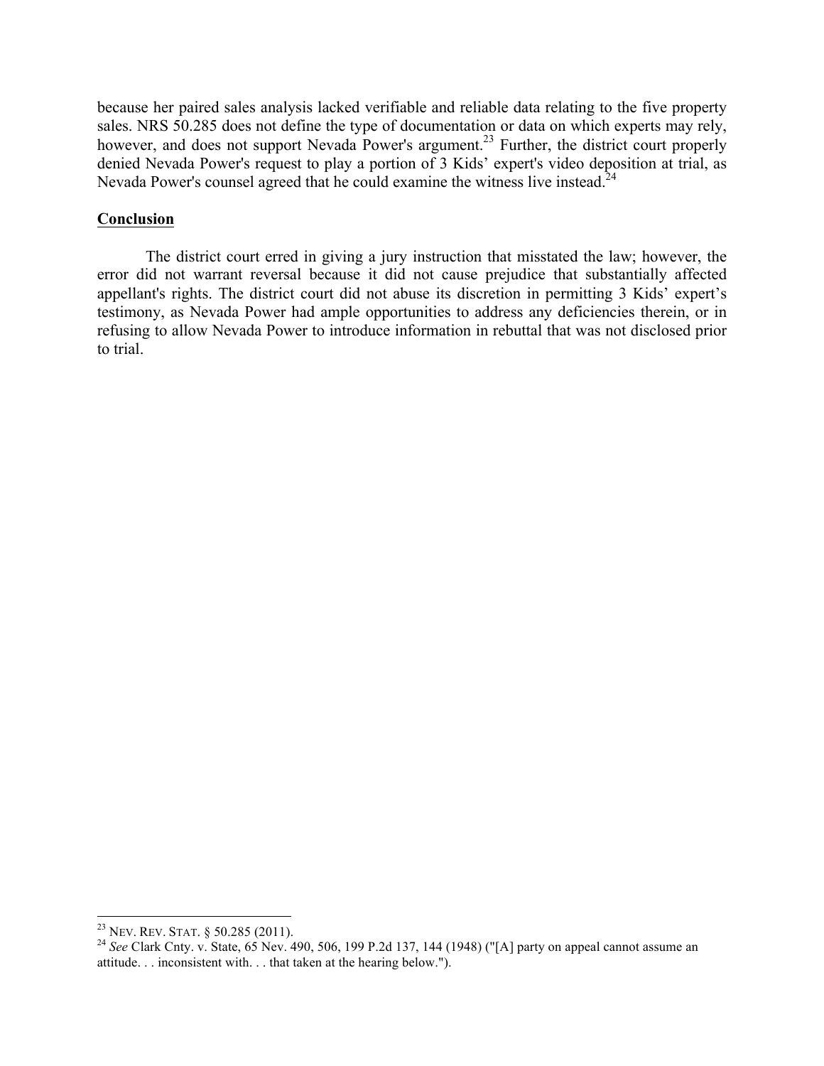because her paired sales analysis lacked verifiable and reliable data relating to the five property sales. NRS 50.285 does not define the type of documentation or data on which experts may rely, however, and does not support Nevada Power's argument.[23] Further, the district court properly denied Nevada Power's request to play a portion of 3 Kids' expert's video deposition at trial, as Nevada Power's counsel agreed that he could examine the witness live instead.[24]

**Conclusion**

The district court erred in giving a jury instruction that misstated the law; however, the error did not warrant reversal because it did not cause prejudice that substantially affected appellant's rights. The district court did not abuse its discretion in permitting 3 Kids' expert's testimony, as Nevada Power had ample opportunities to address any deficiencies therein, or in refusing to allow Nevada Power to introduce information in rebuttal that was not disclosed prior to trial.

---

[23] NEV. REV. STAT. § 50.285 (2011).

[24] *See* Clark Cnty. v. State, 65 Nev. 490, 506, 199 P.2d 137, 144 (1948) ("[A] party on appeal cannot assume an attitude. . . inconsistent with. . . that taken at the hearing below.").